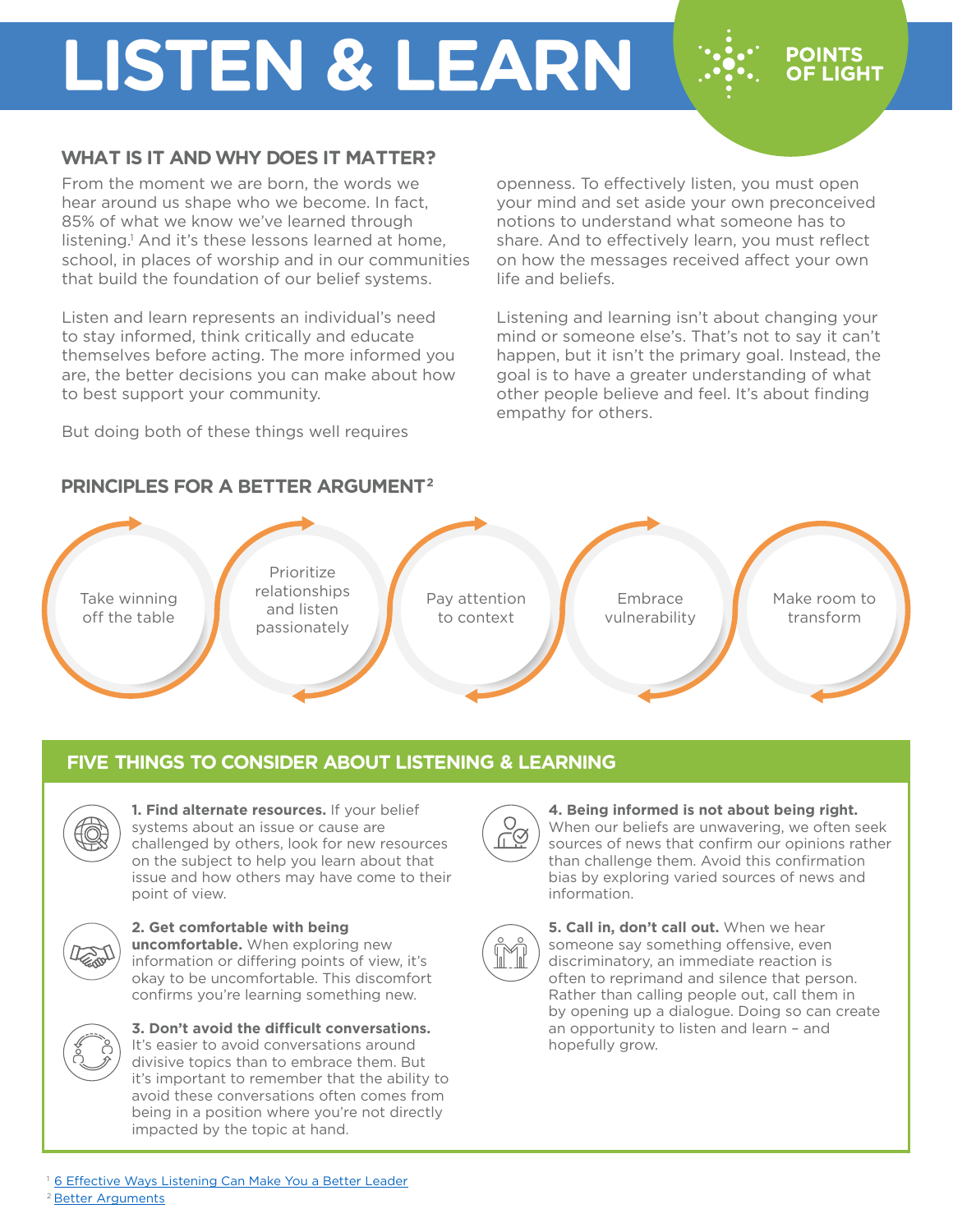# LISTEN & LEARN

POINTS OF LIGHT

## WHAT IS IT AND WHY DOES IT MATTER?

From the moment we are born, the words we hear around us shape who we become. In fact, 85% of what we know we've learned through listening.[1] And it's these lessons learned at home, school, in places of worship and in our communities that build the foundation of our belief systems.

Listen and learn represents an individual's need to stay informed, think critically and educate themselves before acting. The more informed you are, the better decisions you can make about how to best support your community.

But doing both of these things well requires openness. To effectively listen, you must open your mind and set aside your own preconceived notions to understand what someone has to share. And to effectively learn, you must reflect on how the messages received affect your own life and beliefs.

Listening and learning isn't about changing your mind or someone else's. That's not to say it can't happen, but it isn't the primary goal. Instead, the goal is to have a greater understanding of what other people believe and feel. It's about finding empathy for others.

## PRINCIPLES FOR A BETTER ARGUMENT[2]

- Take winning off the table
- Prioritize relationships and listen passionately
- Pay attention to context
- Embrace vulnerability
- Make room to transform

## FIVE THINGS TO CONSIDER ABOUT LISTENING & LEARNING

**1. Find alternate resources.** If your belief systems about an issue or cause are challenged by others, look for new resources on the subject to help you learn about that issue and how others may have come to their point of view.

**2. Get comfortable with being uncomfortable.** When exploring new information or differing points of view, it's okay to be uncomfortable. This discomfort confirms you're learning something new.

**3. Don't avoid the difficult conversations.** It's easier to avoid conversations around divisive topics than to embrace them. But it's important to remember that the ability to avoid these conversations often comes from being in a position where you're not directly impacted by the topic at hand.

**4. Being informed is not about being right.** When our beliefs are unwavering, we often seek sources of news that confirm our opinions rather than challenge them. Avoid this confirmation bias by exploring varied sources of news and information.

**5. Call in, don't call out.** When we hear someone say something offensive, even discriminatory, an immediate reaction is often to reprimand and silence that person. Rather than calling people out, call them in by opening up a dialogue. Doing so can create an opportunity to listen and learn – and hopefully grow.

---

[1] 6 Effective Ways Listening Can Make You a Better Leader

[2] Better Arguments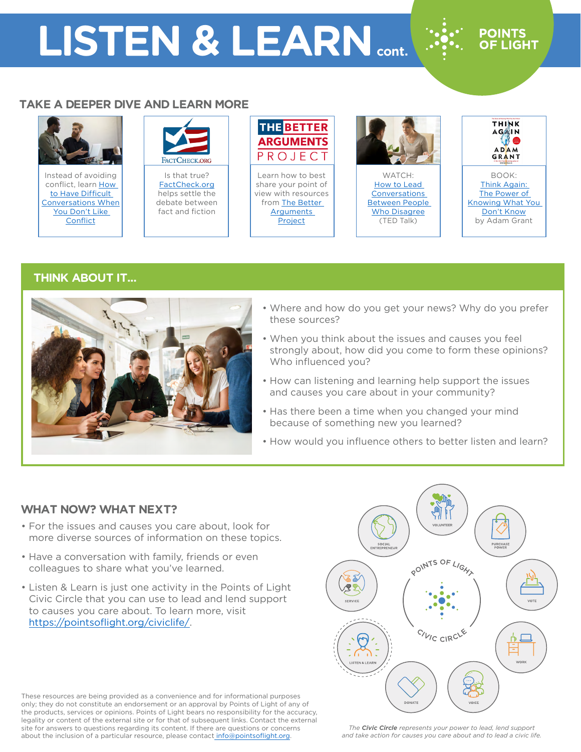# LISTEN & LEARN cont.

POINTS OF LIGHT

## TAKE A DEEPER DIVE AND LEARN MORE

Instead of avoiding conflict, learn How to Have Difficult Conversations When You Don't Like Conflict

Is that true? FactCheck.org helps settle the debate between fact and fiction

Learn how to best share your point of view with resources from The Better Arguments Project

WATCH: How to Lead Conversations Between People Who Disagree (TED Talk)

BOOK: Think Again: The Power of Knowing What You Don't Know by Adam Grant

## THINK ABOUT IT...

- Where and how do you get your news? Why do you prefer these sources?
- When you think about the issues and causes you feel strongly about, how did you come to form these opinions? Who influenced you?
- How can listening and learning help support the issues and causes you care about in your community?
- Has there been a time when you changed your mind because of something new you learned?
- How would you influence others to better listen and learn?

## WHAT NOW? WHAT NEXT?

- For the issues and causes you care about, look for more diverse sources of information on these topics.
- Have a conversation with family, friends or even colleagues to share what you've learned.
- Listen & Learn is just one activity in the Points of Light Civic Circle that you can use to lead and lend support to causes you care about. To learn more, visit https://pointsoflight.org/civiclife/.

POINTS OF LIGHT CIVIC CIRCLE

VOLUNTEER

PURCHASE POWER

VOTE

WORK

VOICE

DONATE

LISTEN & LEARN

SERVICE

SOCIAL ENTREPRENEUR

*The **Civic Circle** represents your power to lead, lend support and take action for causes you care about and to lead a civic life.*

These resources are being provided as a convenience and for informational purposes only; they do not constitute an endorsement or an approval by Points of Light of any of the products, services or opinions. Points of Light bears no responsibility for the accuracy, legality or content of the external site or for that of subsequent links. Contact the external site for answers to questions regarding its content. If there are questions or concerns about the inclusion of a particular resource, please contact info@pointsoflight.org.